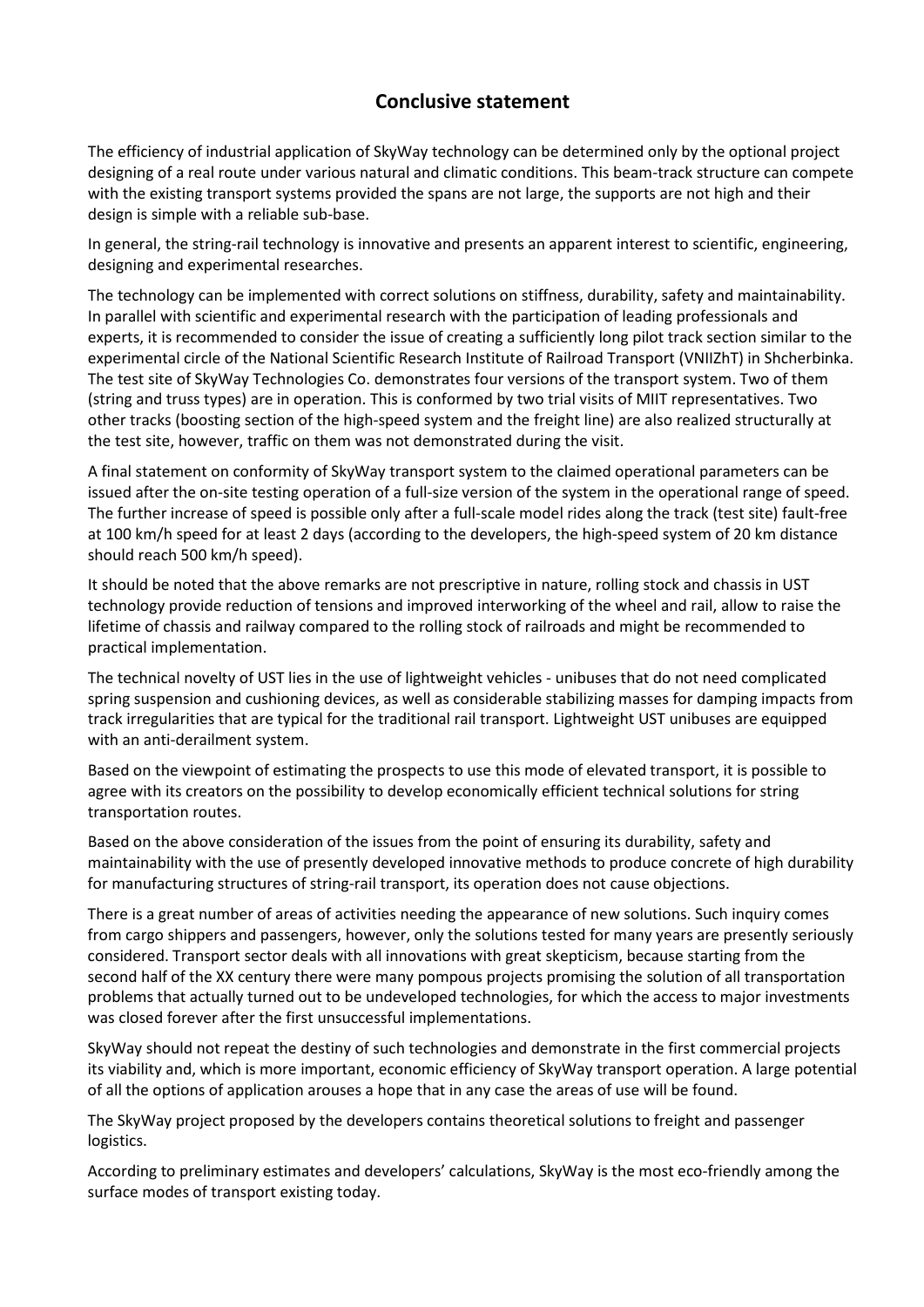## Conclusive statement

The efficiency of industrial application of SkyWay technology can be determined only by the optional project designing of a real route under various natural and climatic conditions. This beam-track structure can compete with the existing transport systems provided the spans are not large, the supports are not high and their design is simple with a reliable sub-base.

In general, the string-rail technology is innovative and presents an apparent interest to scientific, engineering, designing and experimental researches.

The technology can be implemented with correct solutions on stiffness, durability, safety and maintainability. In parallel with scientific and experimental research with the participation of leading professionals and experts, it is recommended to consider the issue of creating a sufficiently long pilot track section similar to the experimental circle of the National Scientific Research Institute of Railroad Transport (VNIIZhT) in Shcherbinka. The test site of SkyWay Technologies Co. demonstrates four versions of the transport system. Two of them (string and truss types) are in operation. This is conformed by two trial visits of MIIT representatives. Two other tracks (boosting section of the high-speed system and the freight line) are also realized structurally at the test site, however, traffic on them was not demonstrated during the visit.

A final statement on conformity of SkyWay transport system to the claimed operational parameters can be issued after the on-site testing operation of a full-size version of the system in the operational range of speed. The further increase of speed is possible only after a full-scale model rides along the track (test site) fault-free at 100 km/h speed for at least 2 days (according to the developers, the high-speed system of 20 km distance should reach 500 km/h speed).

It should be noted that the above remarks are not prescriptive in nature, rolling stock and chassis in UST technology provide reduction of tensions and improved interworking of the wheel and rail, allow to raise the lifetime of chassis and railway compared to the rolling stock of railroads and might be recommended to practical implementation.

The technical novelty of UST lies in the use of lightweight vehicles - unibuses that do not need complicated spring suspension and cushioning devices, as well as considerable stabilizing masses for damping impacts from track irregularities that are typical for the traditional rail transport. Lightweight UST unibuses are equipped with an anti-derailment system.

Based on the viewpoint of estimating the prospects to use this mode of elevated transport, it is possible to agree with its creators on the possibility to develop economically efficient technical solutions for string transportation routes.

Based on the above consideration of the issues from the point of ensuring its durability, safety and maintainability with the use of presently developed innovative methods to produce concrete of high durability for manufacturing structures of string-rail transport, its operation does not cause objections.

There is a great number of areas of activities needing the appearance of new solutions. Such inquiry comes from cargo shippers and passengers, however, only the solutions tested for many years are presently seriously considered. Transport sector deals with all innovations with great skepticism, because starting from the second half of the XX century there were many pompous projects promising the solution of all transportation problems that actually turned out to be undeveloped technologies, for which the access to major investments was closed forever after the first unsuccessful implementations.

SkyWay should not repeat the destiny of such technologies and demonstrate in the first commercial projects its viability and, which is more important, economic efficiency of SkyWay transport operation. A large potential of all the options of application arouses a hope that in any case the areas of use will be found.

The SkyWay project proposed by the developers contains theoretical solutions to freight and passenger logistics.

According to preliminary estimates and developers' calculations, SkyWay is the most eco-friendly among the surface modes of transport existing today.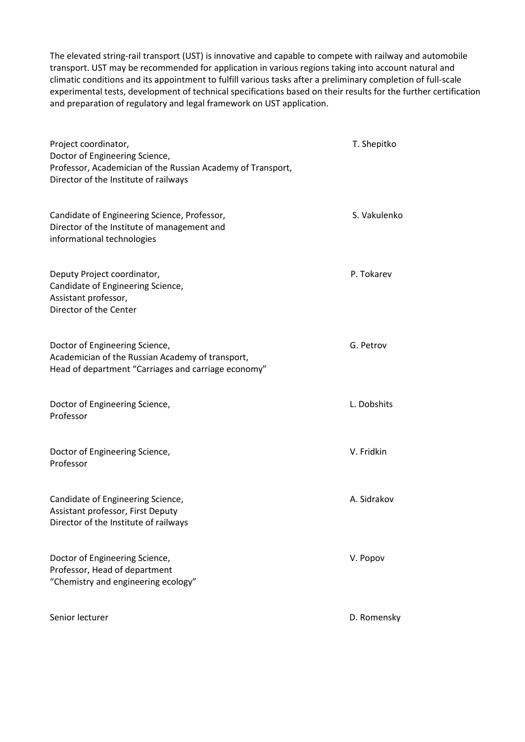The elevated string-rail transport (UST) is innovative and capable to compete with railway and automobile transport. UST may be recommended for application in various regions taking into account natural and climatic conditions and its appointment to fulfill various tasks after a preliminary completion of full-scale experimental tests, development of technical specifications based on their results for the further certification and preparation of regulatory and legal framework on UST application.

| | |
|---|---|
| Project coordinator,<br>Doctor of Engineering Science,<br>Professor, Academician of the Russian Academy of Transport,<br>Director of the Institute of railways | T. Shepitko |
| Candidate of Engineering Science, Professor,<br>Director of the Institute of management and<br>informational technologies | S. Vakulenko |
| Deputy Project coordinator,<br>Candidate of Engineering Science,<br>Assistant professor,<br>Director of the Center | P. Tokarev |
| Doctor of Engineering Science,<br>Academician of the Russian Academy of transport,<br>Head of department "Carriages and carriage economy" | G. Petrov |
| Doctor of Engineering Science,<br>Professor | L. Dobshits |
| Doctor of Engineering Science,<br>Professor | V. Fridkin |
| Candidate of Engineering Science,<br>Assistant professor, First Deputy<br>Director of the Institute of railways | A. Sidrakov |
| Doctor of Engineering Science,<br>Professor, Head of department<br>"Chemistry and engineering ecology" | V. Popov |
| Senior lecturer | D. Romensky |